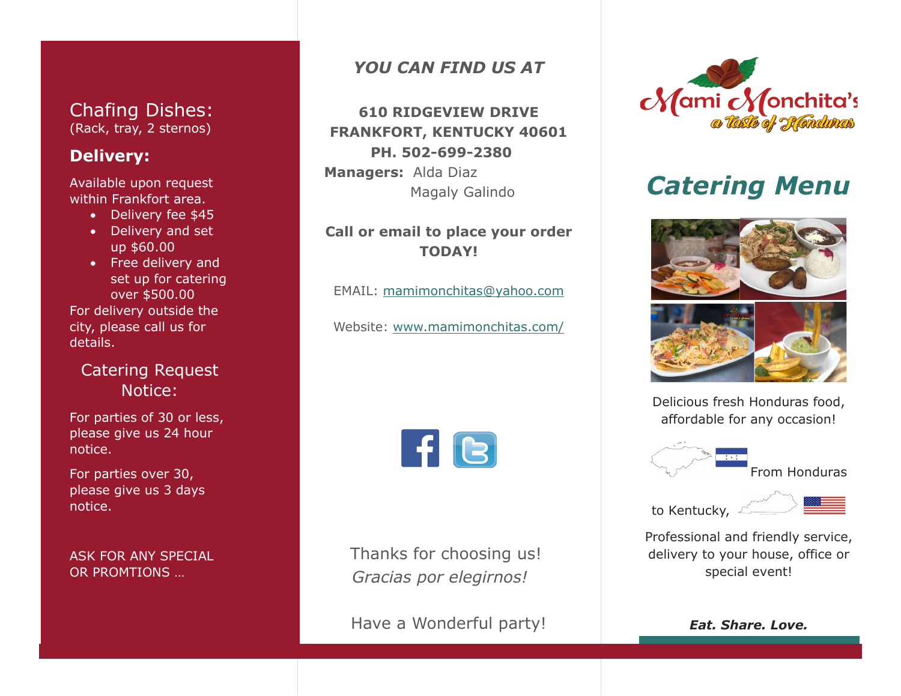## Chafing Dishes:
(Rack, tray, 2 sternos)

### Delivery:

Available upon request within Frankfort area.

- Delivery fee $45
- Delivery and set up $60.00
- Free delivery and set up for catering over $500.00

For delivery outside the city, please call us for details.

## Catering Request Notice:

For parties of 30 or less, please give us 24 hour notice.

For parties over 30, please give us 3 days notice.

ASK FOR ANY SPECIAL OR PROMTIONS …

### *YOU CAN FIND US AT*

**610 RIDGEVIEW DRIVE**
**FRANKFORT, KENTUCKY 40601**
**PH. 502-699-2380**

**Managers:** Alda Diaz
Magaly Galindo

**Call or email to place your order TODAY!**

EMAIL: mamimonchitas@yahoo.com

Website: www.mamimonchitas.com/

Thanks for choosing us!
*Gracias por elegirnos!*

Have a Wonderful party!

Mami Monchita's
a Taste of Honduras

# *Catering Menu*

Delicious fresh Honduras food, affordable for any occasion!

From Honduras to Kentucky,

Professional and friendly service, delivery to your house, office or special event!

***Eat. Share. Love.***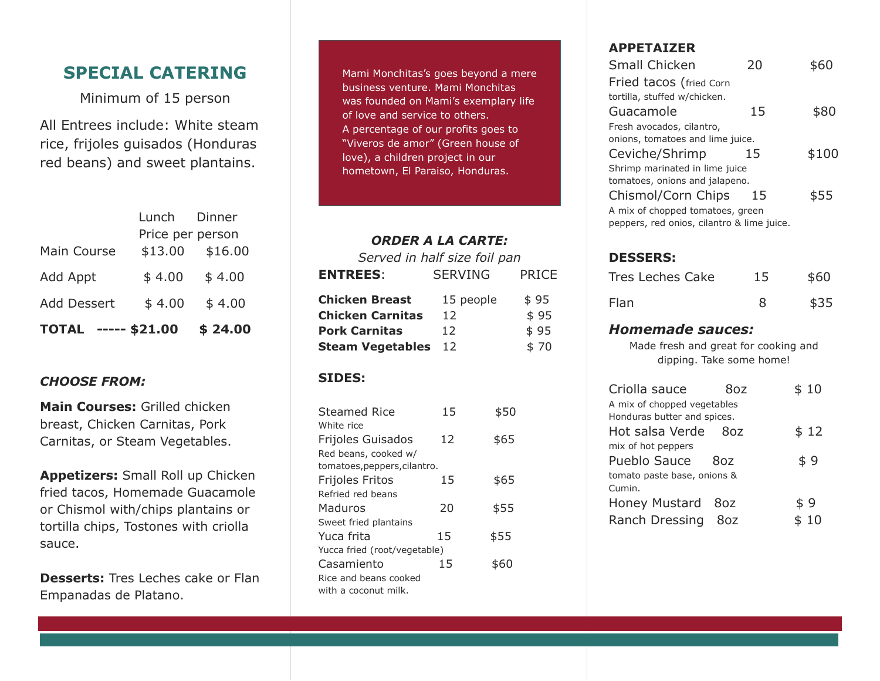## SPECIAL CATERING

Minimum of 15 person

All Entrees include: White steam rice, frijoles guisados (Honduras red beans) and sweet plantains.

| | Lunch | Dinner |
|---|---|---|
| | Price per person | |
| Main Course | $13.00 | $16.00 |
| Add Appt | $ 4.00 | $ 4.00 |
| Add Dessert | $ 4.00 | $ 4.00 |
| **TOTAL -----** | **$21.00** | **$ 24.00** |

***CHOOSE FROM:***

**Main Courses:** Grilled chicken breast, Chicken Carnitas, Pork Carnitas, or Steam Vegetables.

**Appetizers:** Small Roll up Chicken fried tacos, Homemade Guacamole or Chismol with/chips plantains or tortilla chips, Tostones with criolla sauce.

**Desserts:** Tres Leches cake or Flan Empanadas de Platano.

Mami Monchitas's goes beyond a mere business venture. Mami Monchitas was founded on Mami's exemplary life of love and service to others. A percentage of our profits goes to "Viveros de amor" (Green house of love), a children project in our hometown, El Paraiso, Honduras.

***ORDER A LA CARTE:***

*Served in half size foil pan*

| **ENTREES**: | SERVING | PRICE |
|---|---|---|
| **Chicken Breast** | 15 people | $ 95 |
| **Chicken Carnitas** | 12 | $ 95 |
| **Pork Carnitas** | 12 | $ 95 |
| **Steam Vegetables** | 12 | $ 70 |

**SIDES:**

| | | |
|---|---|---|
| Steamed Rice<br>White rice | 15 | $50 |
| Frijoles Guisados<br>Red beans, cooked w/ tomatoes,peppers,cilantro. | 12 | $65 |
| Frijoles Fritos<br>Refried red beans | 15 | $65 |
| Maduros<br>Sweet fried plantains | 20 | $55 |
| Yuca frita<br>Yucca fried (root/vegetable) | 15 | $55 |
| Casamiento<br>Rice and beans cooked with a coconut milk. | 15 | $60 |

**APPETAIZER**

| | | |
|---|---|---|
| Small Chicken Fried tacos (fried Corn tortilla, stuffed w/chicken. | 20 | $60 |
| Guacamole<br>Fresh avocados, cilantro, onions, tomatoes and lime juice. | 15 | $80 |
| Ceviche/Shrimp<br>Shrimp marinated in lime juice tomatoes, onions and jalapeno. | 15 | $100 |
| Chismol/Corn Chips<br>A mix of chopped tomatoes, green peppers, red onios, cilantro & lime juice. | 15 | $55 |

**DESSERS:**

| | | |
|---|---|---|
| Tres Leches Cake | 15 | $60 |
| Flan | 8 | $35 |

***Homemade sauces:***

Made fresh and great for cooking and dipping. Take some home!

| | | |
|---|---|---|
| Criolla sauce<br>A mix of chopped vegetables Honduras butter and spices. | 8oz | $ 10 |
| Hot salsa Verde<br>mix of hot peppers | 8oz | $ 12 |
| Pueblo Sauce<br>tomato paste base, onions & Cumin. | 8oz | $ 9 |
| Honey Mustard | 8oz | $ 9 |
| Ranch Dressing | 8oz | $ 10 |